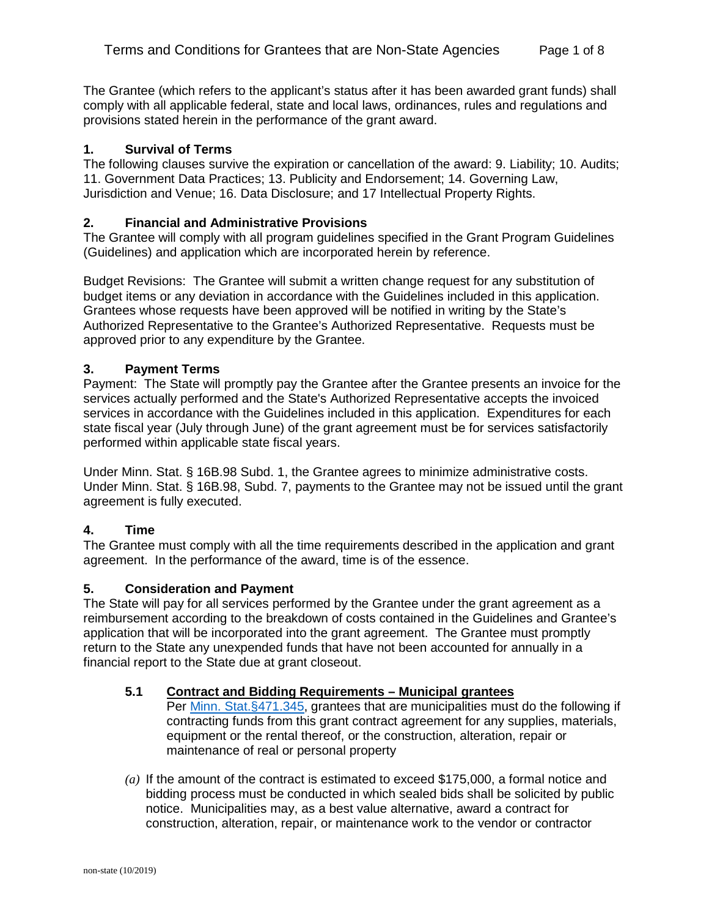# Terms and Conditions for Grantees that are Non-State Agencies

The Grantee (which refers to the applicant's status after it has been awarded grant funds) shall comply with all applicable federal, state and local laws, ordinances, rules and regulations and provisions stated herein in the performance of the grant award.

## 1. Survival of Terms

The following clauses survive the expiration or cancellation of the award: 9. Liability; 10. Audits; 11. Government Data Practices; 13. Publicity and Endorsement; 14. Governing Law, Jurisdiction and Venue; 16. Data Disclosure; and 17 Intellectual Property Rights.

## 2. Financial and Administrative Provisions

The Grantee will comply with all program guidelines specified in the Grant Program Guidelines (Guidelines) and application which are incorporated herein by reference.

Budget Revisions: The Grantee will submit a written change request for any substitution of budget items or any deviation in accordance with the Guidelines included in this application. Grantees whose requests have been approved will be notified in writing by the State's Authorized Representative to the Grantee's Authorized Representative. Requests must be approved prior to any expenditure by the Grantee.

## 3. Payment Terms

Payment: The State will promptly pay the Grantee after the Grantee presents an invoice for the services actually performed and the State's Authorized Representative accepts the invoiced services in accordance with the Guidelines included in this application. Expenditures for each state fiscal year (July through June) of the grant agreement must be for services satisfactorily performed within applicable state fiscal years.

Under Minn. Stat. § 16B.98 Subd. 1, the Grantee agrees to minimize administrative costs. Under Minn. Stat. § 16B.98, Subd. 7, payments to the Grantee may not be issued until the grant agreement is fully executed.

## 4. Time

The Grantee must comply with all the time requirements described in the application and grant agreement. In the performance of the award, time is of the essence.

## 5. Consideration and Payment

The State will pay for all services performed by the Grantee under the grant agreement as a reimbursement according to the breakdown of costs contained in the Guidelines and Grantee's application that will be incorporated into the grant agreement. The Grantee must promptly return to the State any unexpended funds that have not been accounted for annually in a financial report to the State due at grant closeout.

### 5.1 Contract and Bidding Requirements – Municipal grantees

Per Minn. Stat.§471.345, grantees that are municipalities must do the following if contracting funds from this grant contract agreement for any supplies, materials, equipment or the rental thereof, or the construction, alteration, repair or maintenance of real or personal property

*(a)* If the amount of the contract is estimated to exceed $175,000, a formal notice and bidding process must be conducted in which sealed bids shall be solicited by public notice. Municipalities may, as a best value alternative, award a contract for construction, alteration, repair, or maintenance work to the vendor or contractor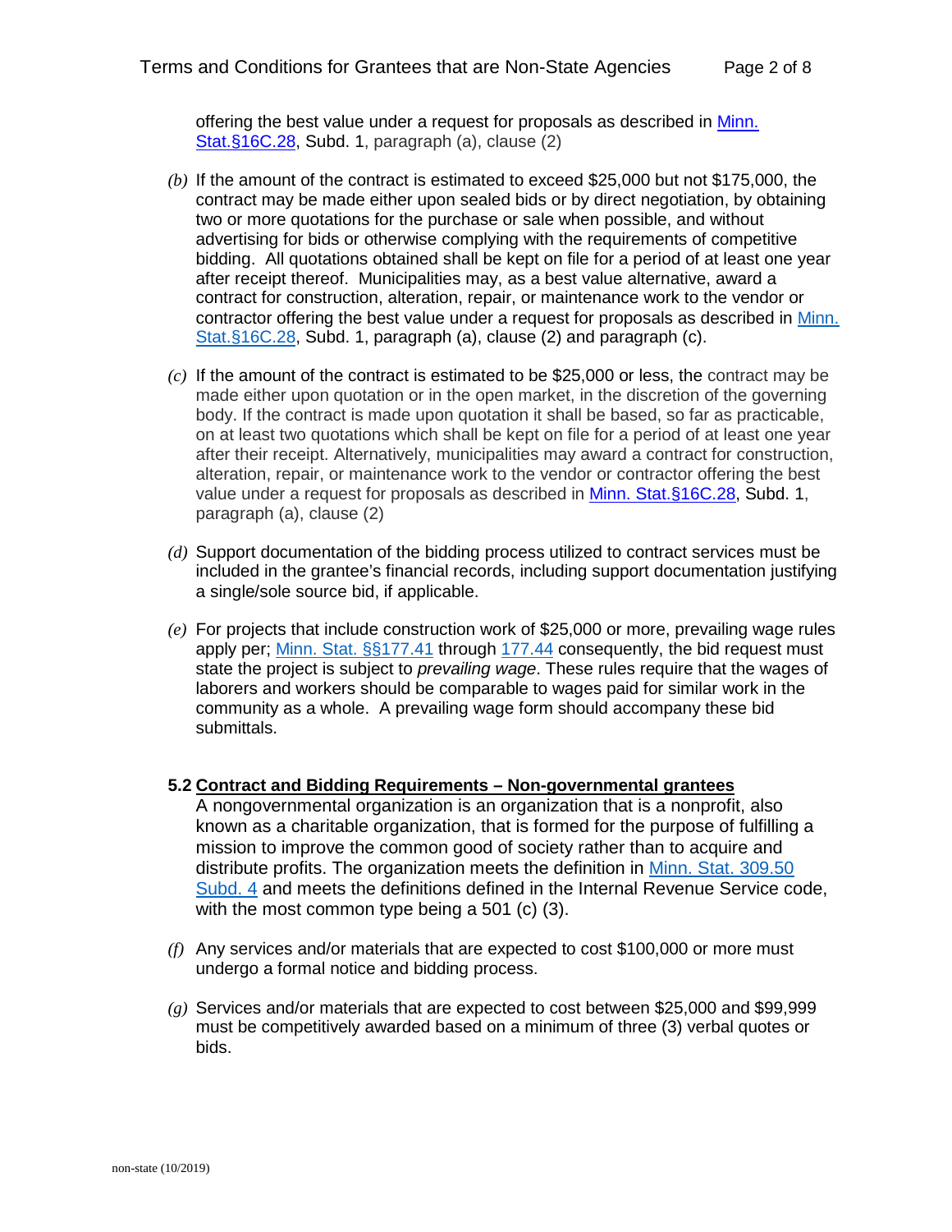offering the best value under a request for proposals as described in Minn. Stat.§16C.28, Subd. 1, paragraph (a), clause (2)

*(b)* If the amount of the contract is estimated to exceed $25,000 but not $175,000, the contract may be made either upon sealed bids or by direct negotiation, by obtaining two or more quotations for the purchase or sale when possible, and without advertising for bids or otherwise complying with the requirements of competitive bidding. All quotations obtained shall be kept on file for a period of at least one year after receipt thereof. Municipalities may, as a best value alternative, award a contract for construction, alteration, repair, or maintenance work to the vendor or contractor offering the best value under a request for proposals as described in Minn. Stat.§16C.28, Subd. 1, paragraph (a), clause (2) and paragraph (c).

*(c)* If the amount of the contract is estimated to be $25,000 or less, the contract may be made either upon quotation or in the open market, in the discretion of the governing body. If the contract is made upon quotation it shall be based, so far as practicable, on at least two quotations which shall be kept on file for a period of at least one year after their receipt. Alternatively, municipalities may award a contract for construction, alteration, repair, or maintenance work to the vendor or contractor offering the best value under a request for proposals as described in Minn. Stat.§16C.28, Subd. 1, paragraph (a), clause (2)

*(d)* Support documentation of the bidding process utilized to contract services must be included in the grantee's financial records, including support documentation justifying a single/sole source bid, if applicable.

*(e)* For projects that include construction work of $25,000 or more, prevailing wage rules apply per; Minn. Stat. §§177.41 through 177.44 consequently, the bid request must state the project is subject to *prevailing wage*. These rules require that the wages of laborers and workers should be comparable to wages paid for similar work in the community as a whole. A prevailing wage form should accompany these bid submittals.

**5.2 <u>Contract and Bidding Requirements – Non-governmental grantees</u>**

A nongovernmental organization is an organization that is a nonprofit, also known as a charitable organization, that is formed for the purpose of fulfilling a mission to improve the common good of society rather than to acquire and distribute profits. The organization meets the definition in Minn. Stat. 309.50 Subd. 4 and meets the definitions defined in the Internal Revenue Service code, with the most common type being a 501 (c) (3).

*(f)* Any services and/or materials that are expected to cost $100,000 or more must undergo a formal notice and bidding process.

*(g)* Services and/or materials that are expected to cost between $25,000 and $99,999 must be competitively awarded based on a minimum of three (3) verbal quotes or bids.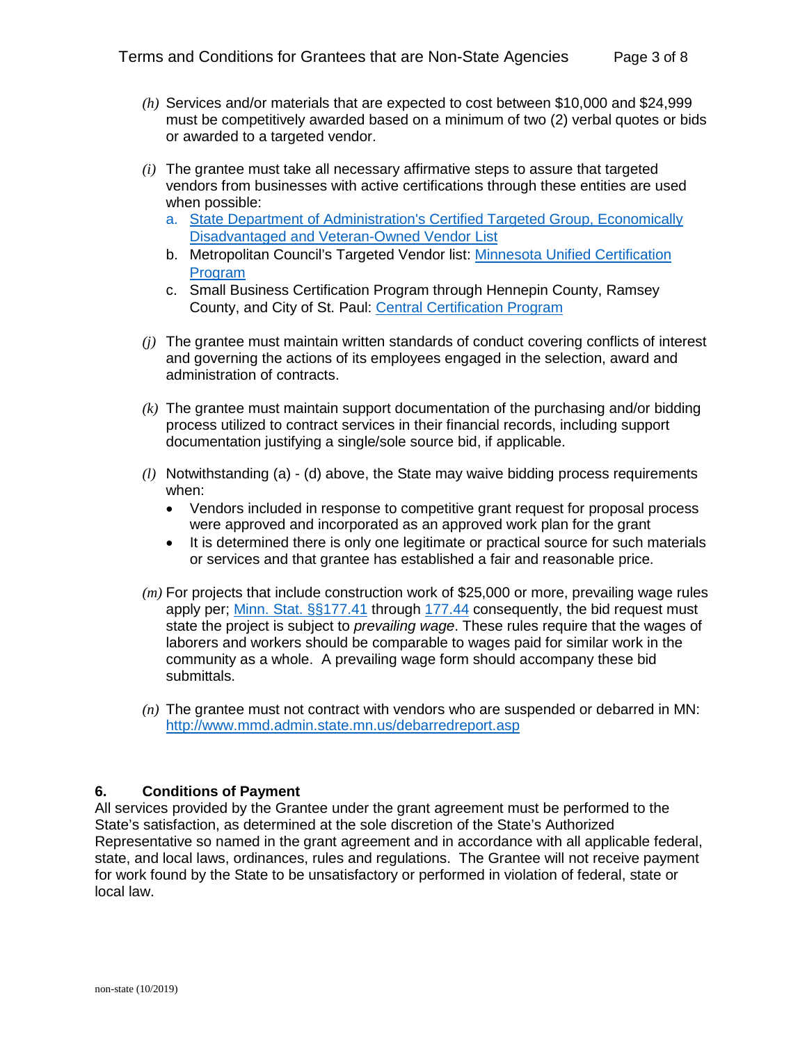*(h)* Services and/or materials that are expected to cost between $10,000 and $24,999 must be competitively awarded based on a minimum of two (2) verbal quotes or bids or awarded to a targeted vendor.

*(i)* The grantee must take all necessary affirmative steps to assure that targeted vendors from businesses with active certifications through these entities are used when possible:

a. [State Department of Administration's Certified Targeted Group, Economically Disadvantaged and Veteran-Owned Vendor List]()
b. Metropolitan Council's Targeted Vendor list: [Minnesota Unified Certification Program]()
c. Small Business Certification Program through Hennepin County, Ramsey County, and City of St. Paul: [Central Certification Program]()

*(j)* The grantee must maintain written standards of conduct covering conflicts of interest and governing the actions of its employees engaged in the selection, award and administration of contracts.

*(k)* The grantee must maintain support documentation of the purchasing and/or bidding process utilized to contract services in their financial records, including support documentation justifying a single/sole source bid, if applicable.

*(l)* Notwithstanding (a) - (d) above, the State may waive bidding process requirements when:

- Vendors included in response to competitive grant request for proposal process were approved and incorporated as an approved work plan for the grant
- It is determined there is only one legitimate or practical source for such materials or services and that grantee has established a fair and reasonable price.

*(m)* For projects that include construction work of $25,000 or more, prevailing wage rules apply per; [Minn. Stat. §§177.41]() through [177.44]() consequently, the bid request must state the project is subject to *prevailing wage*. These rules require that the wages of laborers and workers should be comparable to wages paid for similar work in the community as a whole. A prevailing wage form should accompany these bid submittals.

*(n)* The grantee must not contract with vendors who are suspended or debarred in MN: [http://www.mmd.admin.state.mn.us/debarredreport.asp](http://www.mmd.admin.state.mn.us/debarredreport.asp)

## 6. Conditions of Payment

All services provided by the Grantee under the grant agreement must be performed to the State's satisfaction, as determined at the sole discretion of the State's Authorized Representative so named in the grant agreement and in accordance with all applicable federal, state, and local laws, ordinances, rules and regulations. The Grantee will not receive payment for work found by the State to be unsatisfactory or performed in violation of federal, state or local law.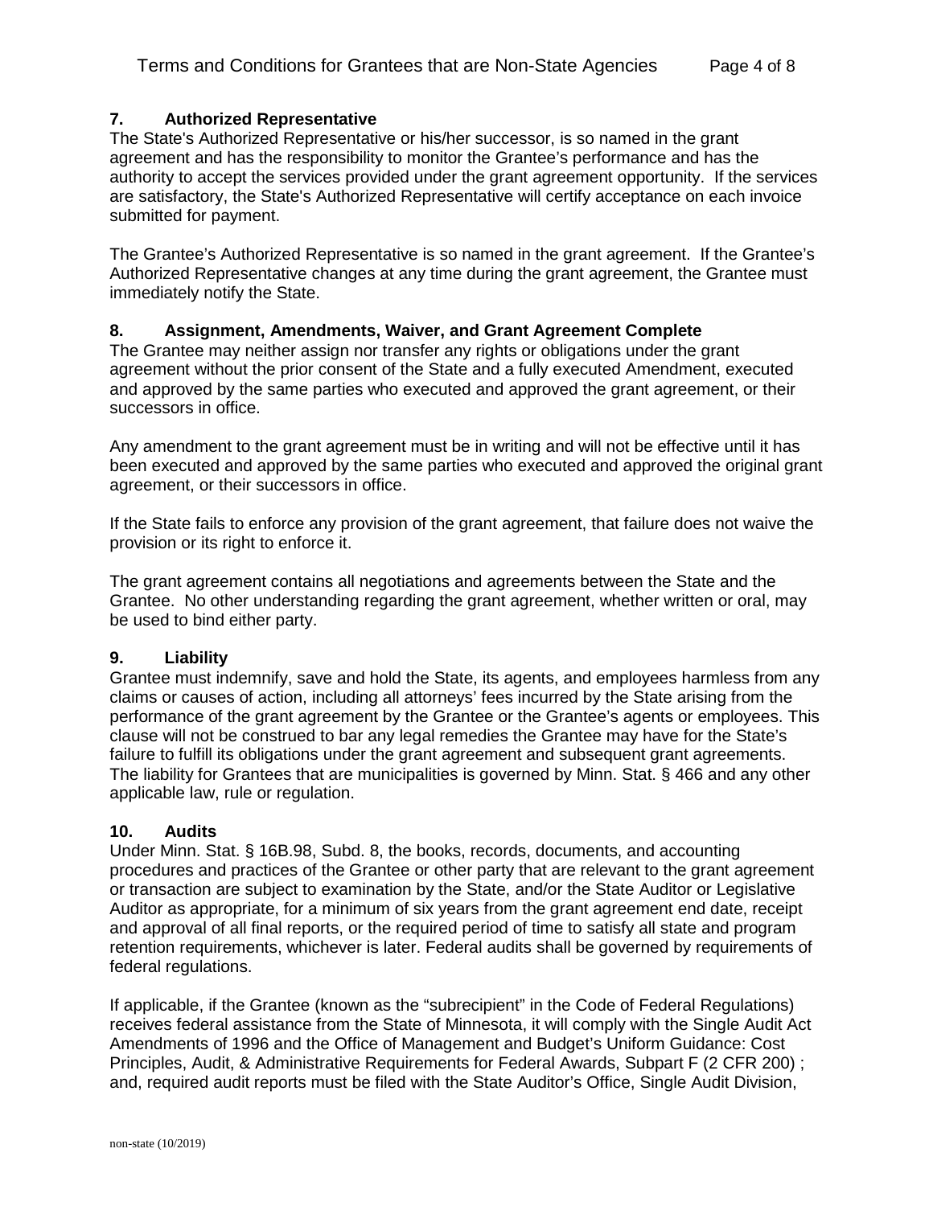## 7. Authorized Representative

The State's Authorized Representative or his/her successor, is so named in the grant agreement and has the responsibility to monitor the Grantee's performance and has the authority to accept the services provided under the grant agreement opportunity. If the services are satisfactory, the State's Authorized Representative will certify acceptance on each invoice submitted for payment.

The Grantee's Authorized Representative is so named in the grant agreement. If the Grantee's Authorized Representative changes at any time during the grant agreement, the Grantee must immediately notify the State.

## 8. Assignment, Amendments, Waiver, and Grant Agreement Complete

The Grantee may neither assign nor transfer any rights or obligations under the grant agreement without the prior consent of the State and a fully executed Amendment, executed and approved by the same parties who executed and approved the grant agreement, or their successors in office.

Any amendment to the grant agreement must be in writing and will not be effective until it has been executed and approved by the same parties who executed and approved the original grant agreement, or their successors in office.

If the State fails to enforce any provision of the grant agreement, that failure does not waive the provision or its right to enforce it.

The grant agreement contains all negotiations and agreements between the State and the Grantee. No other understanding regarding the grant agreement, whether written or oral, may be used to bind either party.

## 9. Liability

Grantee must indemnify, save and hold the State, its agents, and employees harmless from any claims or causes of action, including all attorneys' fees incurred by the State arising from the performance of the grant agreement by the Grantee or the Grantee's agents or employees. This clause will not be construed to bar any legal remedies the Grantee may have for the State's failure to fulfill its obligations under the grant agreement and subsequent grant agreements. The liability for Grantees that are municipalities is governed by Minn. Stat. § 466 and any other applicable law, rule or regulation.

## 10. Audits

Under Minn. Stat. § 16B.98, Subd. 8, the books, records, documents, and accounting procedures and practices of the Grantee or other party that are relevant to the grant agreement or transaction are subject to examination by the State, and/or the State Auditor or Legislative Auditor as appropriate, for a minimum of six years from the grant agreement end date, receipt and approval of all final reports, or the required period of time to satisfy all state and program retention requirements, whichever is later. Federal audits shall be governed by requirements of federal regulations.

If applicable, if the Grantee (known as the "subrecipient" in the Code of Federal Regulations) receives federal assistance from the State of Minnesota, it will comply with the Single Audit Act Amendments of 1996 and the Office of Management and Budget's Uniform Guidance: Cost Principles, Audit, & Administrative Requirements for Federal Awards, Subpart F (2 CFR 200) ; and, required audit reports must be filed with the State Auditor's Office, Single Audit Division,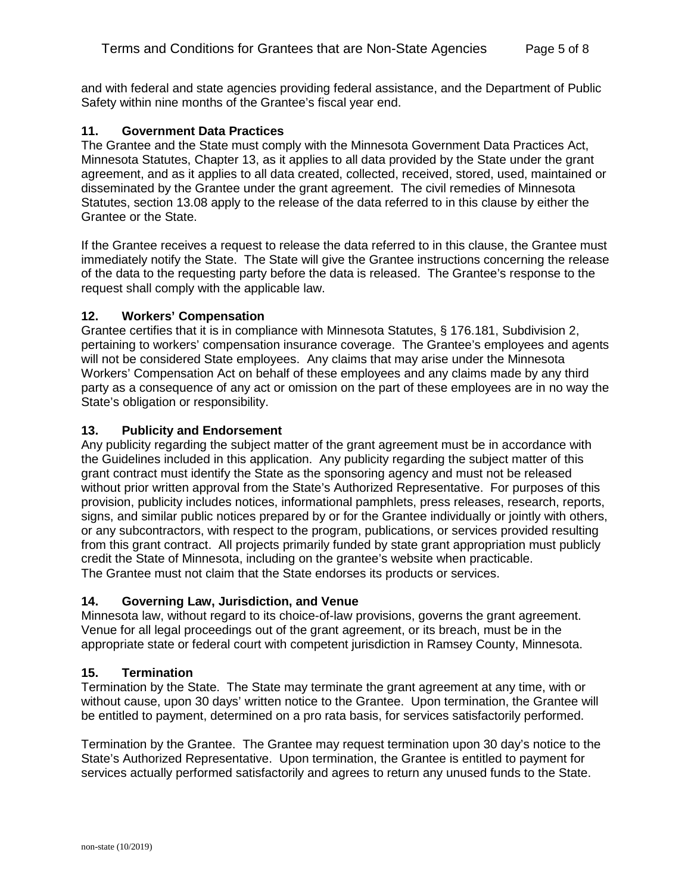and with federal and state agencies providing federal assistance, and the Department of Public Safety within nine months of the Grantee's fiscal year end.

### 11. Government Data Practices

The Grantee and the State must comply with the Minnesota Government Data Practices Act, Minnesota Statutes, Chapter 13, as it applies to all data provided by the State under the grant agreement, and as it applies to all data created, collected, received, stored, used, maintained or disseminated by the Grantee under the grant agreement. The civil remedies of Minnesota Statutes, section 13.08 apply to the release of the data referred to in this clause by either the Grantee or the State.

If the Grantee receives a request to release the data referred to in this clause, the Grantee must immediately notify the State. The State will give the Grantee instructions concerning the release of the data to the requesting party before the data is released. The Grantee's response to the request shall comply with the applicable law.

### 12. Workers' Compensation

Grantee certifies that it is in compliance with Minnesota Statutes, § 176.181, Subdivision 2, pertaining to workers' compensation insurance coverage. The Grantee's employees and agents will not be considered State employees. Any claims that may arise under the Minnesota Workers' Compensation Act on behalf of these employees and any claims made by any third party as a consequence of any act or omission on the part of these employees are in no way the State's obligation or responsibility.

### 13. Publicity and Endorsement

Any publicity regarding the subject matter of the grant agreement must be in accordance with the Guidelines included in this application. Any publicity regarding the subject matter of this grant contract must identify the State as the sponsoring agency and must not be released without prior written approval from the State's Authorized Representative. For purposes of this provision, publicity includes notices, informational pamphlets, press releases, research, reports, signs, and similar public notices prepared by or for the Grantee individually or jointly with others, or any subcontractors, with respect to the program, publications, or services provided resulting from this grant contract. All projects primarily funded by state grant appropriation must publicly credit the State of Minnesota, including on the grantee's website when practicable.
The Grantee must not claim that the State endorses its products or services.

### 14. Governing Law, Jurisdiction, and Venue

Minnesota law, without regard to its choice-of-law provisions, governs the grant agreement. Venue for all legal proceedings out of the grant agreement, or its breach, must be in the appropriate state or federal court with competent jurisdiction in Ramsey County, Minnesota.

### 15. Termination

Termination by the State. The State may terminate the grant agreement at any time, with or without cause, upon 30 days' written notice to the Grantee. Upon termination, the Grantee will be entitled to payment, determined on a pro rata basis, for services satisfactorily performed.

Termination by the Grantee. The Grantee may request termination upon 30 day's notice to the State's Authorized Representative. Upon termination, the Grantee is entitled to payment for services actually performed satisfactorily and agrees to return any unused funds to the State.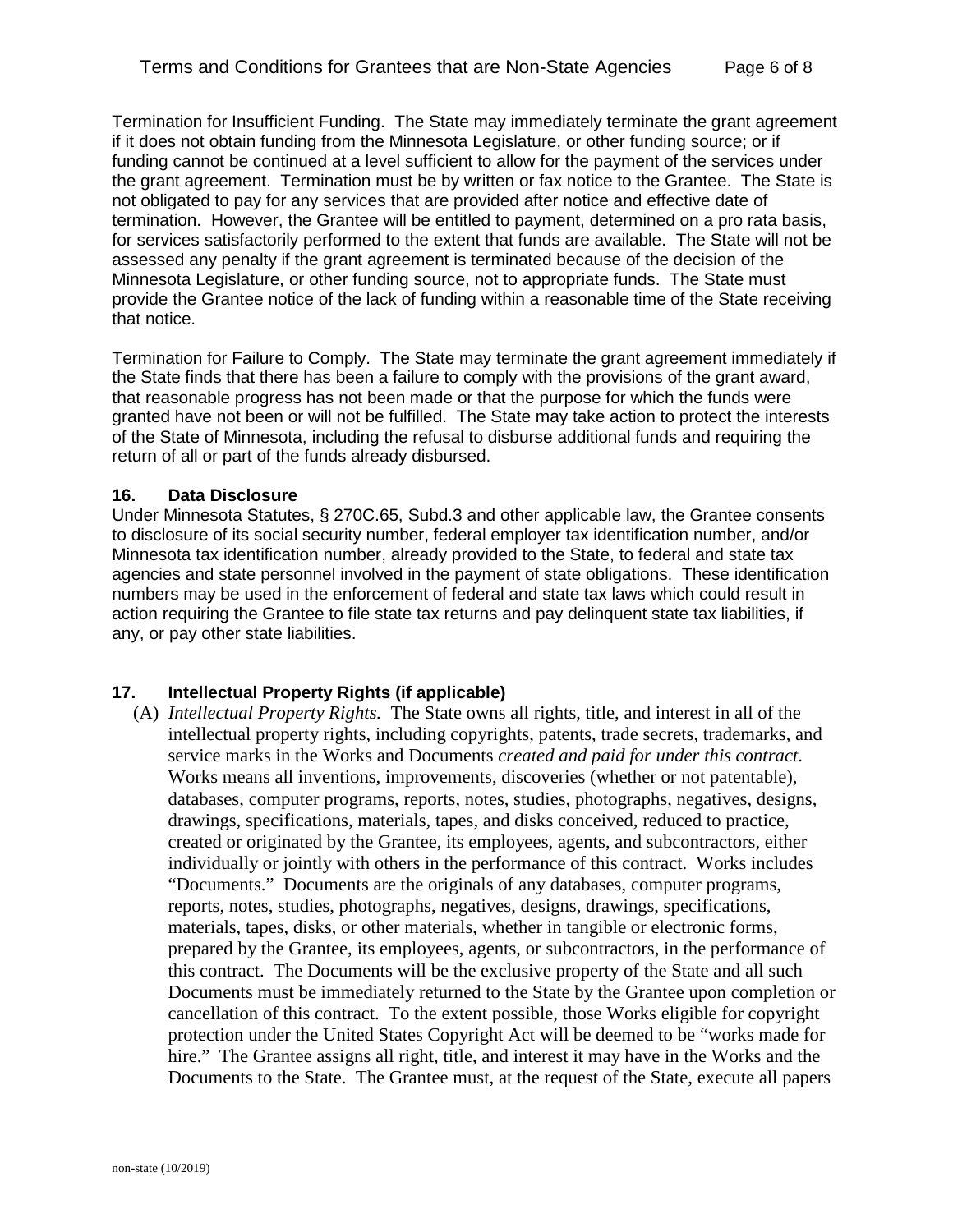Termination for Insufficient Funding. The State may immediately terminate the grant agreement if it does not obtain funding from the Minnesota Legislature, or other funding source; or if funding cannot be continued at a level sufficient to allow for the payment of the services under the grant agreement. Termination must be by written or fax notice to the Grantee. The State is not obligated to pay for any services that are provided after notice and effective date of termination. However, the Grantee will be entitled to payment, determined on a pro rata basis, for services satisfactorily performed to the extent that funds are available. The State will not be assessed any penalty if the grant agreement is terminated because of the decision of the Minnesota Legislature, or other funding source, not to appropriate funds. The State must provide the Grantee notice of the lack of funding within a reasonable time of the State receiving that notice.

Termination for Failure to Comply. The State may terminate the grant agreement immediately if the State finds that there has been a failure to comply with the provisions of the grant award, that reasonable progress has not been made or that the purpose for which the funds were granted have not been or will not be fulfilled. The State may take action to protect the interests of the State of Minnesota, including the refusal to disburse additional funds and requiring the return of all or part of the funds already disbursed.

### 16. Data Disclosure

Under Minnesota Statutes, § 270C.65, Subd.3 and other applicable law, the Grantee consents to disclosure of its social security number, federal employer tax identification number, and/or Minnesota tax identification number, already provided to the State, to federal and state tax agencies and state personnel involved in the payment of state obligations. These identification numbers may be used in the enforcement of federal and state tax laws which could result in action requiring the Grantee to file state tax returns and pay delinquent state tax liabilities, if any, or pay other state liabilities.

### 17. Intellectual Property Rights (if applicable)

(A) *Intellectual Property Rights.* The State owns all rights, title, and interest in all of the intellectual property rights, including copyrights, patents, trade secrets, trademarks, and service marks in the Works and Documents *created and paid for under this contract*. Works means all inventions, improvements, discoveries (whether or not patentable), databases, computer programs, reports, notes, studies, photographs, negatives, designs, drawings, specifications, materials, tapes, and disks conceived, reduced to practice, created or originated by the Grantee, its employees, agents, and subcontractors, either individually or jointly with others in the performance of this contract. Works includes "Documents." Documents are the originals of any databases, computer programs, reports, notes, studies, photographs, negatives, designs, drawings, specifications, materials, tapes, disks, or other materials, whether in tangible or electronic forms, prepared by the Grantee, its employees, agents, or subcontractors, in the performance of this contract. The Documents will be the exclusive property of the State and all such Documents must be immediately returned to the State by the Grantee upon completion or cancellation of this contract. To the extent possible, those Works eligible for copyright protection under the United States Copyright Act will be deemed to be "works made for hire." The Grantee assigns all right, title, and interest it may have in the Works and the Documents to the State. The Grantee must, at the request of the State, execute all papers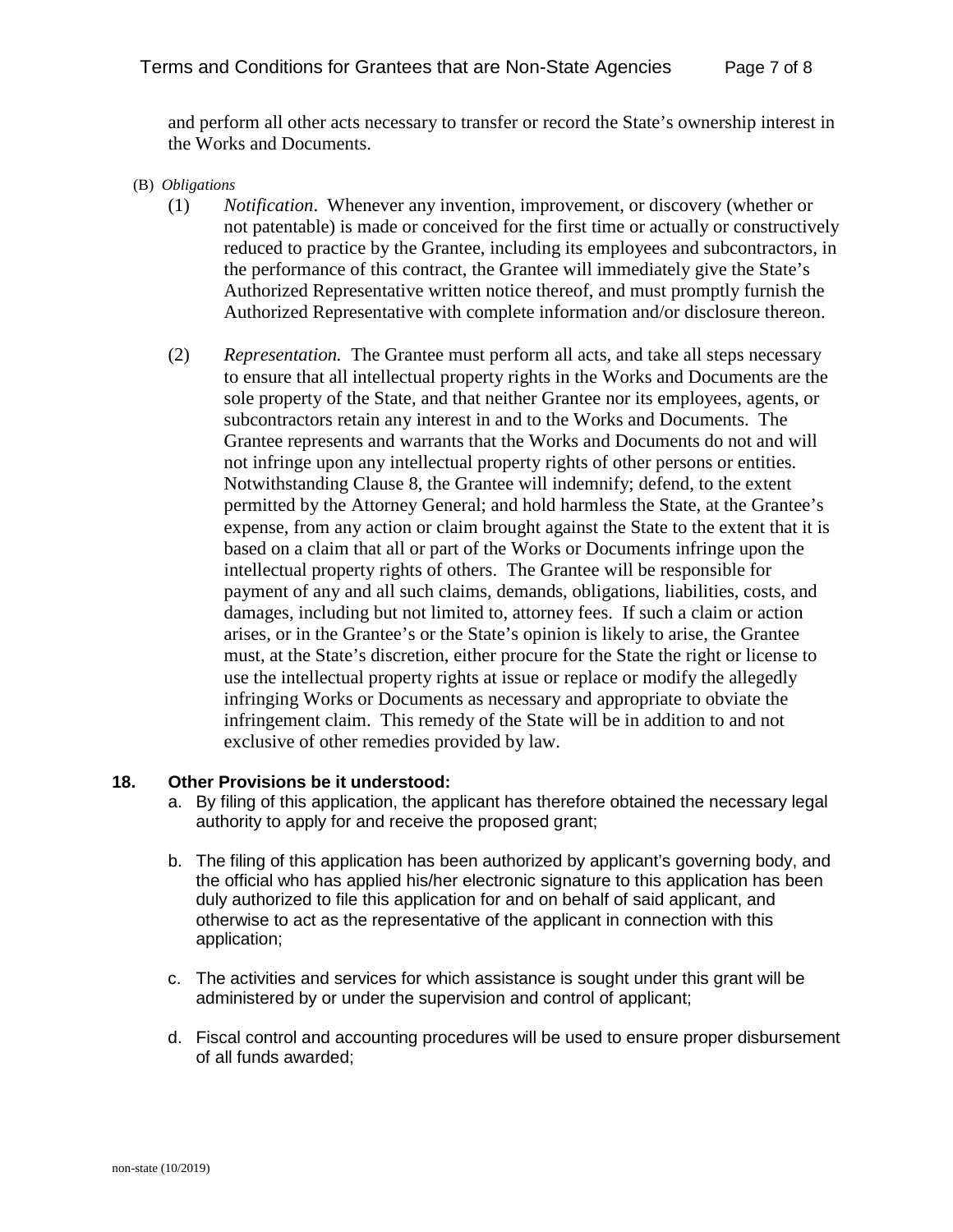and perform all other acts necessary to transfer or record the State's ownership interest in the Works and Documents.

(B) *Obligations*

(1) *Notification*. Whenever any invention, improvement, or discovery (whether or not patentable) is made or conceived for the first time or actually or constructively reduced to practice by the Grantee, including its employees and subcontractors, in the performance of this contract, the Grantee will immediately give the State's Authorized Representative written notice thereof, and must promptly furnish the Authorized Representative with complete information and/or disclosure thereon.

(2) *Representation.* The Grantee must perform all acts, and take all steps necessary to ensure that all intellectual property rights in the Works and Documents are the sole property of the State, and that neither Grantee nor its employees, agents, or subcontractors retain any interest in and to the Works and Documents. The Grantee represents and warrants that the Works and Documents do not and will not infringe upon any intellectual property rights of other persons or entities. Notwithstanding Clause 8, the Grantee will indemnify; defend, to the extent permitted by the Attorney General; and hold harmless the State, at the Grantee's expense, from any action or claim brought against the State to the extent that it is based on a claim that all or part of the Works or Documents infringe upon the intellectual property rights of others. The Grantee will be responsible for payment of any and all such claims, demands, obligations, liabilities, costs, and damages, including but not limited to, attorney fees. If such a claim or action arises, or in the Grantee's or the State's opinion is likely to arise, the Grantee must, at the State's discretion, either procure for the State the right or license to use the intellectual property rights at issue or replace or modify the allegedly infringing Works or Documents as necessary and appropriate to obviate the infringement claim. This remedy of the State will be in addition to and not exclusive of other remedies provided by law.

**18. Other Provisions be it understood:**

a. By filing of this application, the applicant has therefore obtained the necessary legal authority to apply for and receive the proposed grant;

b. The filing of this application has been authorized by applicant's governing body, and the official who has applied his/her electronic signature to this application has been duly authorized to file this application for and on behalf of said applicant, and otherwise to act as the representative of the applicant in connection with this application;

c. The activities and services for which assistance is sought under this grant will be administered by or under the supervision and control of applicant;

d. Fiscal control and accounting procedures will be used to ensure proper disbursement of all funds awarded;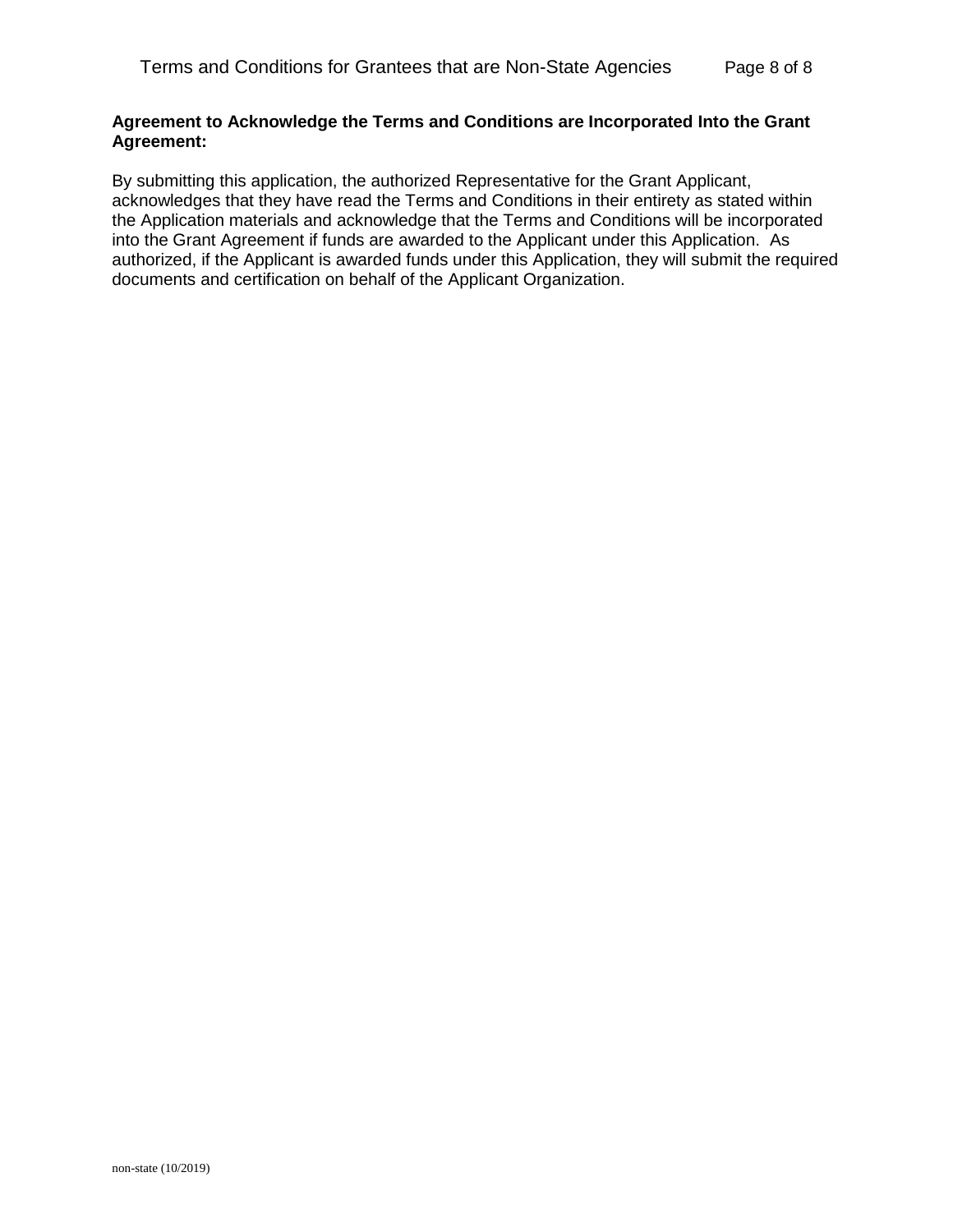**Agreement to Acknowledge the Terms and Conditions are Incorporated Into the Grant Agreement:**

By submitting this application, the authorized Representative for the Grant Applicant, acknowledges that they have read the Terms and Conditions in their entirety as stated within the Application materials and acknowledge that the Terms and Conditions will be incorporated into the Grant Agreement if funds are awarded to the Applicant under this Application. As authorized, if the Applicant is awarded funds under this Application, they will submit the required documents and certification on behalf of the Applicant Organization.